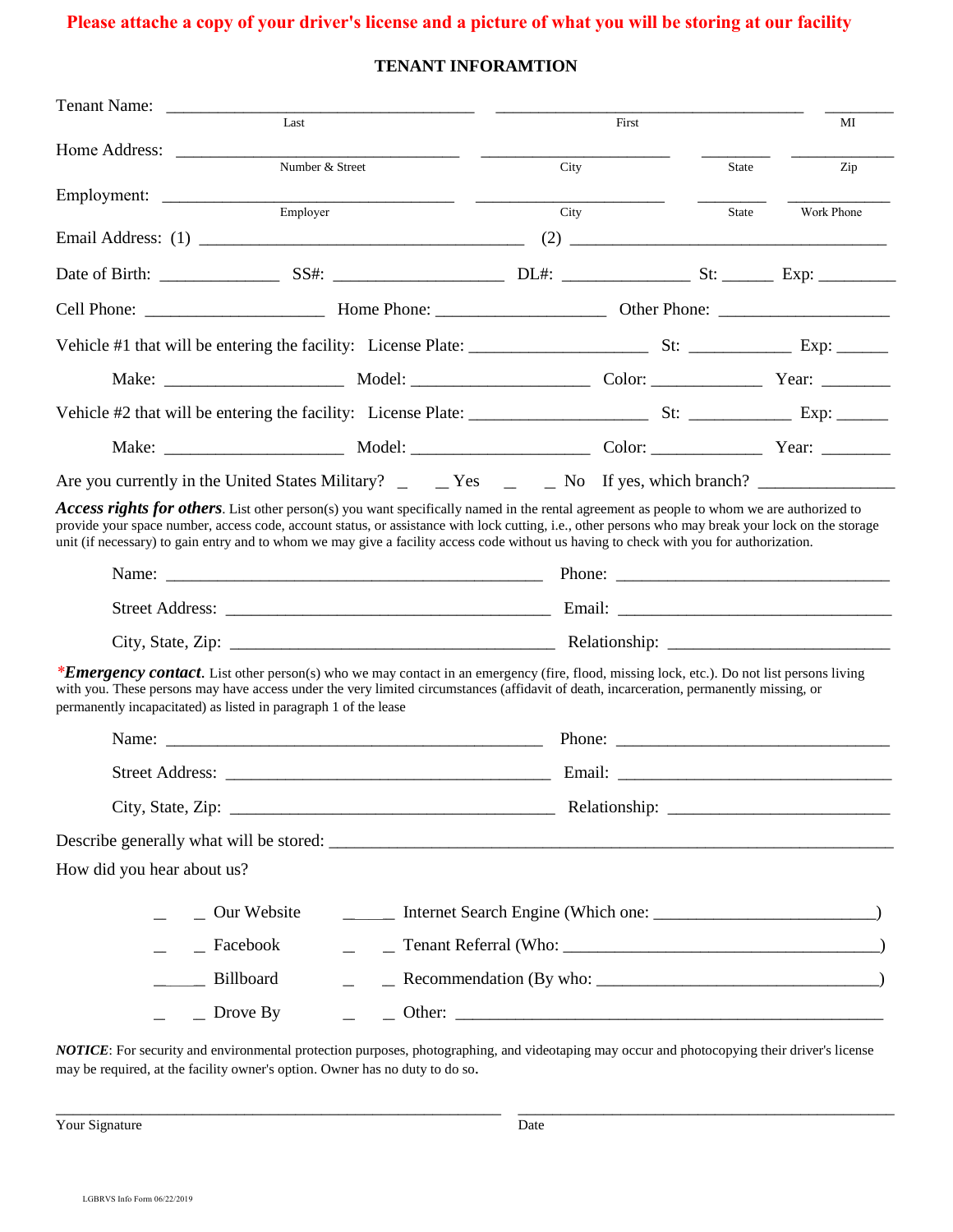**Please attache a copy of your driver's license and a picture of what you will be storing at our facility**

## TENANT INFORAMTION

Tenant Name: ______________________________ ______________________________ _______
Last First MI

Home Address: ____________________________ ____________________ _______ __________
Number & Street City State Zip

Employment: ______________________________ ____________________ _______ __________
Employer City State Work Phone

Email Address: (1) ________________________________ (2) ________________________________

Date of Birth: ____________ SS#: _________________ DL#: _____________ St: _____ Exp: ________

Cell Phone: __________________ Home Phone: __________________ Other Phone: __________________

Vehicle #1 that will be entering the facility: License Plate: __________________ St: __________ Exp: _____

Make: __________________ Model: __________________ Color: ____________ Year: _______

Vehicle #2 that will be entering the facility: License Plate: __________________ St: __________ Exp: _____

Make: __________________ Model: __________________ Color: ____________ Year: _______

Are you currently in the United States Military? _ _ Yes _ _ No If yes, which branch? ______________

***Access rights for others***. List other person(s) you want specifically named in the rental agreement as people to whom we are authorized to provide your space number, access code, account status, or assistance with lock cutting, i.e., other persons who may break your lock on the storage unit (if necessary) to gain entry and to whom we may give a facility access code without us having to check with you for authorization.

Name: ______________________________________ Phone: ___________________________

Street Address: ________________________________ Email: ___________________________

City, State, Zip: ________________________________ Relationship: _______________________

****Emergency contact***. List other person(s) who we may contact in an emergency (fire, flood, missing lock, etc.). Do not list persons living with you. These persons may have access under the very limited circumstances (affidavit of death, incarceration, permanently missing, or permanently incapacitated) as listed in paragraph 1 of the lease

Name: ______________________________________ Phone: ___________________________

Street Address: ________________________________ Email: ___________________________

City, State, Zip: ________________________________ Relationship: _______________________

Describe generally what will be stored: ____________________________________________________

How did you hear about us?

_ _ Our Website _____ Internet Search Engine (Which one: ______________________)

_ _ Facebook _ _ Tenant Referral (Who: ________________________________)

_____ Billboard _ _ Recommendation (By who: ____________________________)

_ _ Drove By _ _ Other: ____________________________________________

***NOTICE***: For security and environmental protection purposes, photographing, and videotaping may occur and photocopying their driver's license may be required, at the facility owner's option. Owner has no duty to do so.

_____________________________________________ ______________________________________
Your Signature Date

LGBRVS Info Form 06/22/2019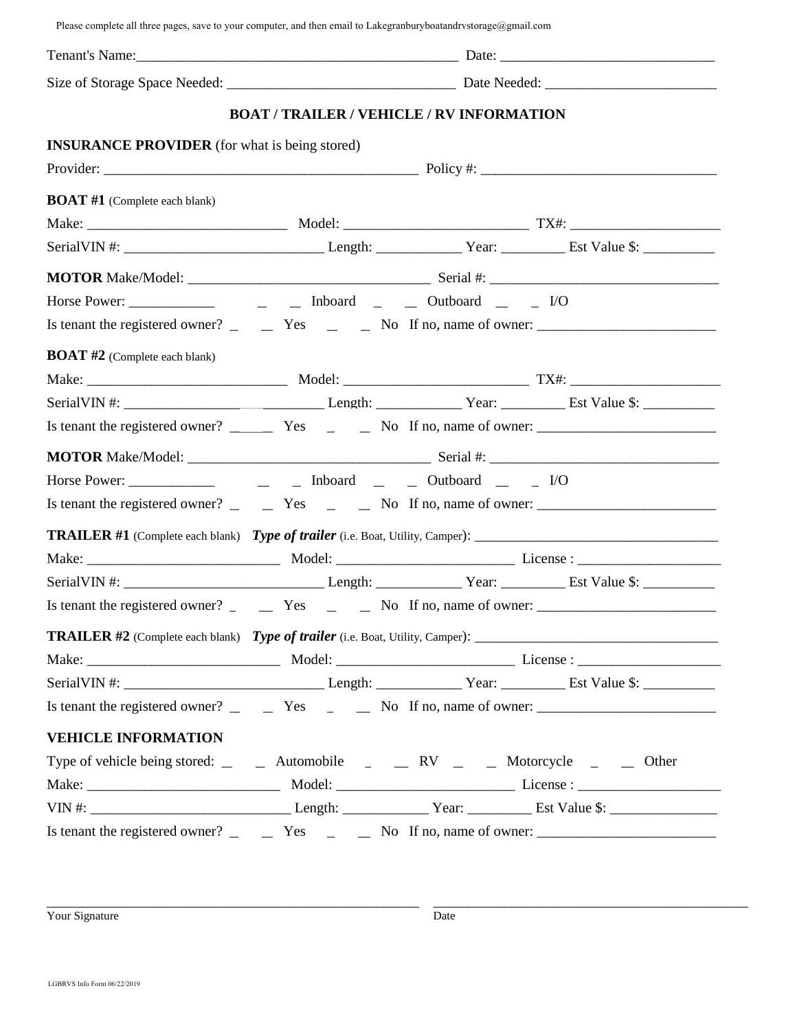Please complete all three pages, save to your computer, and then email to Lakegranburyboatandrvstorage@gmail.com

Tenant's Name:_____________________________________________ Date: ______________________________

Size of Storage Space Needed: _______________________________ Date Needed: _______________________

## BOAT / TRAILER / VEHICLE / RV INFORMATION

**INSURANCE PROVIDER** (for what is being stored)

Provider: ___________________________________________ Policy #: ________________________________

**BOAT #1** (Complete each blank)

Make: ___________________________ Model: _________________________ TX#: ____________________

SerialVIN #: ___________________________ Length: ___________ Year: ________ Est Value $: _________

**MOTOR** Make/Model: ________________________________ Serial #: _______________________________

Horse Power: ___________ \_\_ Inboard \_\_ Outboard \_\_ I/O

Is tenant the registered owner? \_\_ Yes \_\_ No If no, name of owner: ________________________

**BOAT #2** (Complete each blank)

Make: ___________________________ Model: _________________________ TX#: ____________________

SerialVIN #: ___________________________ Length: ___________ Year: ________ Est Value $: _________

Is tenant the registered owner? _____ Yes \_\_ No If no, name of owner: ________________________

**MOTOR** Make/Model: ________________________________ Serial #: _______________________________

Horse Power: ___________ \_\_ Inboard \_\_ Outboard \_\_ I/O

Is tenant the registered owner? \_\_ Yes \_\_ No If no, name of owner: ________________________

**TRAILER #1** (Complete each blank) ***Type of trailer*** (i.e. Boat, Utility, Camper): _________________________________

Make: __________________________ Model: ________________________ License : ___________________

SerialVIN #: ___________________________ Length: ___________ Year: ________ Est Value $: _________

Is tenant the registered owner? \_\_ Yes \_\_ No If no, name of owner: ________________________

**TRAILER #2** (Complete each blank) ***Type of trailer*** (i.e. Boat, Utility, Camper): _________________________________

Make: __________________________ Model: ________________________ License : ___________________

SerialVIN #: ___________________________ Length: ___________ Year: ________ Est Value $: _________

Is tenant the registered owner? \_\_ Yes \_\_ No If no, name of owner: ________________________

**VEHICLE INFORMATION**

Type of vehicle being stored: \_\_ Automobile \_\_ RV \_\_ Motorcycle \_\_ Other

Make: __________________________ Model: ________________________ License : ___________________

VIN #: ___________________________ Length: ___________ Year: ________ Est Value $: ______________

Is tenant the registered owner? \_\_ Yes \_\_ No If no, name of owner: ________________________

_____________________________________________________ _____________________________________________

Your Signature Date

LGBRVS Info Form 06/22/2019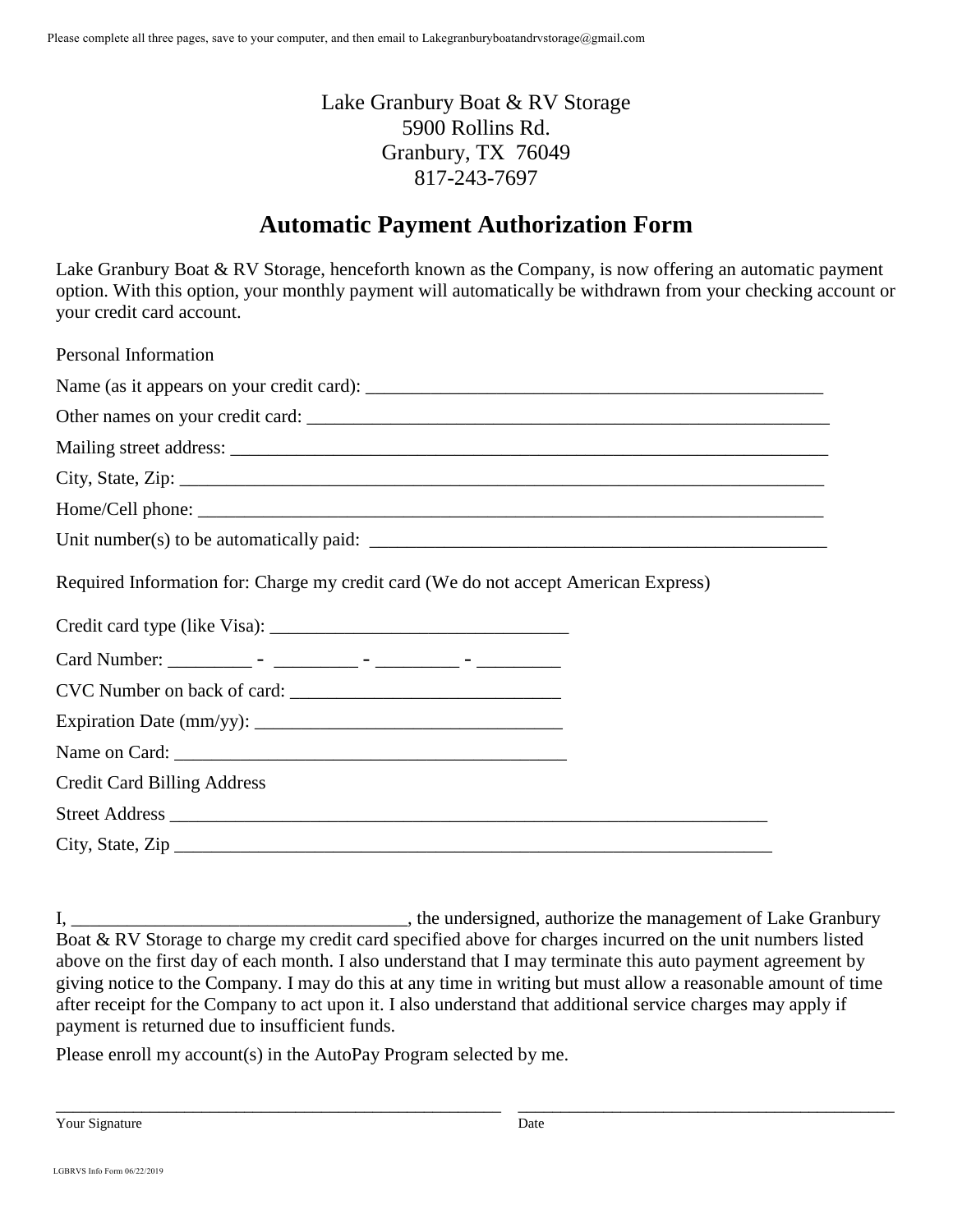Please complete all three pages, save to your computer, and then email to Lakegranburyboatandrvstorage@gmail.com

Lake Granbury Boat & RV Storage
5900 Rollins Rd.
Granbury, TX 76049
817-243-7697

# Automatic Payment Authorization Form

Lake Granbury Boat & RV Storage, henceforth known as the Company, is now offering an automatic payment option. With this option, your monthly payment will automatically be withdrawn from your checking account or your credit card account.

Personal Information

Name (as it appears on your credit card): ___________________________________________________

Other names on your credit card: ___________________________________________________________

Mailing street address: __________________________________________________________________

City, State, Zip: _______________________________________________________________________

Home/Cell phone: ______________________________________________________________________

Unit number(s) to be automatically paid: ___________________________________________________

Required Information for: Charge my credit card (We do not accept American Express)

Credit card type (like Visa): ________________________________

Card Number: _________ - _________ - _________ - _________

CVC Number on back of card: ____________________________

Expiration Date (mm/yy): ________________________________

Name on Card: ___________________________________________

Credit Card Billing Address

Street Address ________________________________________________________________

City, State, Zip ________________________________________________________________

I, ___________________________________, the undersigned, authorize the management of Lake Granbury Boat & RV Storage to charge my credit card specified above for charges incurred on the unit numbers listed above on the first day of each month. I also understand that I may terminate this auto payment agreement by giving notice to the Company. I may do this at any time in writing but must allow a reasonable amount of time after receipt for the Company to act upon it. I also understand that additional service charges may apply if payment is returned due to insufficient funds.

Please enroll my account(s) in the AutoPay Program selected by me.

_____________________________________________________ ____________________________________________

Your Signature Date

LGBRVS Info Form 06/22/2019